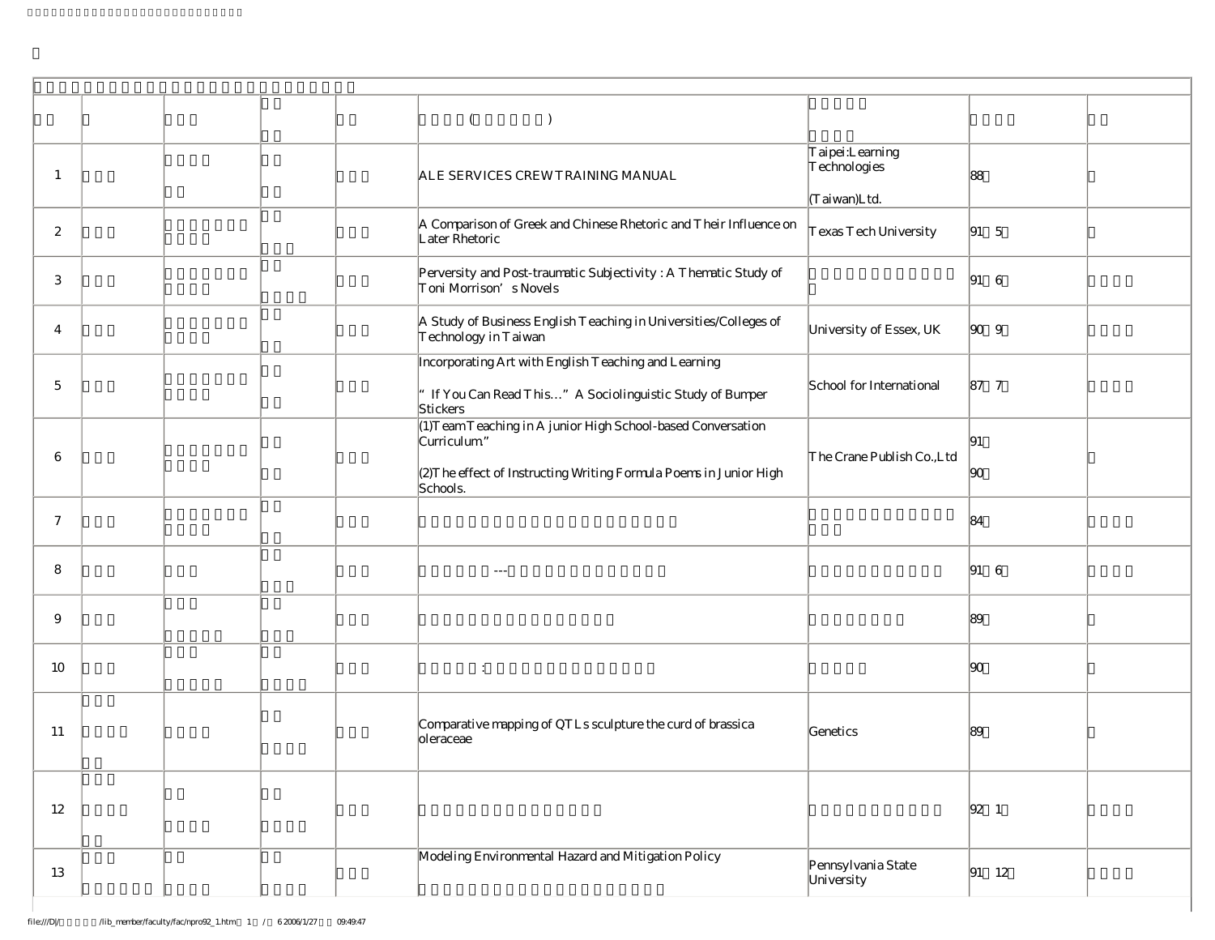| | | | | | ( ) | | | |
|---|---|---|---|---|---|---|---|---|
| 1 | | | | | ALE SERVICES CREW TRAINING MANUAL | Taipei:Learning Technologies (Taiwan)Ltd. | 88 | |
| 2 | | | | | A Comparison of Greek and Chinese Rhetoric and Their Influence on Later Rhetoric | Texas Tech University | 91 5 | |
| 3 | | | | | Perversity and Post-traumatic Subjectivity : A Thematic Study of Toni Morrison's Novels | | 91 6 | |
| 4 | | | | | A Study of Business English Teaching in Universities/Colleges of Technology in Taiwan | University of Essex, UK | 90 9 | |
| 5 | | | | | Incorporating Art with English Teaching and Learning<br>" If You Can Read This…" A Sociolinguistic Study of Bumper Stickers | School for International | 87 7 | |
| 6 | | | | | (1)Team Teaching in A junior High School-based Conversation Curriculum"<br>(2)The effect of Instructing Writing Formula Poems in Junior High Schools. | The Crane Publish Co.,Ltd | 91<br>90 | |
| 7 | | | | | | | 84 | |
| 8 | | | | | --- | | 91 6 | |
| 9 | | | | | | | 89 | |
| 10 | | | | | : | | 90 | |
| 11 | | | | | Comparative mapping of QTLs sculpture the curd of brassica oleraceae | Genetics | 89 | |
| 12 | | | | | | | 92 1 | |
| 13 | | | | | Modeling Environmental Hazard and Mitigation Policy | Pennsylvania State University | 91 12 | |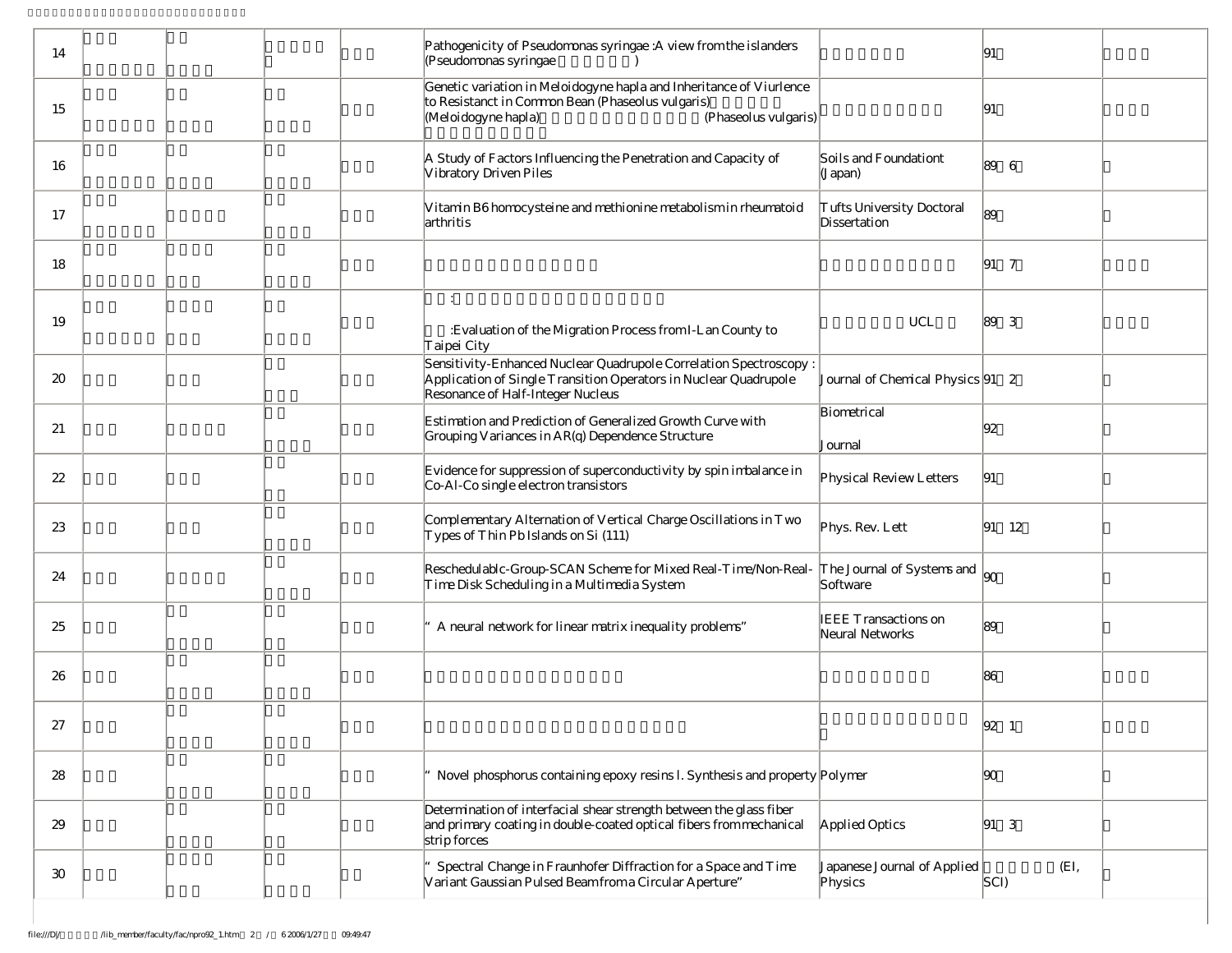| | | | | | | | | |
|---|---|---|---|---|---|---|---|---|
| 14 | | | | | Pathogenicity of Pseudomonas syringae :A view from the islanders (Pseudomonas syringae ) | | 91 | |
| 15 | | | | | Genetic variation in Meloidogyne hapla and Inheritance of Viurlence to Resistanct in Common Bean (Phaseolus vulgaris) (Meloidogyne hapla) (Phaseolus vulgaris) | | 91 | |
| 16 | | | | | A Study of Factors Influencing the Penetration and Capacity of Vibratory Driven Piles | Soils and Foundationt (Japan) | 89 6 | |
| 17 | | | | | Vitamin B6 homocysteine and methionine metabolism in rheumatoid arthritis | Tufts University Doctoral Dissertation | 89 | |
| 18 | | | | | | | 91 7 | |
| 19 | | | | | : :Evaluation of the Migration Process from I-Lan County to Taipei City | UCL | 89 3 | |
| 20 | | | | | Sensitivity-Enhanced Nuclear Quadrupole Correlation Spectroscopy : Application of Single Transition Operators in Nuclear Quadrupole Resonance of Half-Integer Nucleus | Journal of Chemical Physics | 91 2 | |
| 21 | | | | | Estimation and Prediction of Generalized Growth Curve with Grouping Variances in AR(q) Dependence Structure | Biometrical Journal | 92 | |
| 22 | | | | | Evidence for suppression of superconductivity by spin imbalance in Co-Al-Co single electron transistors | Physical Review Letters | 91 | |
| 23 | | | | | Complementary Alternation of Vertical Charge Oscillations in Two Types of Thin Pb Islands on Si (111) | Phys. Rev. Lett | 91 12 | |
| 24 | | | | | Reschedulablc-Group-SCAN Scheme for Mixed Real-Time/Non-Real-Time Disk Scheduling in a Multimedia System | The Journal of Systems and Software | 90 | |
| 25 | | | | | " A neural network for linear matrix inequality problems" | IEEE Transactions on Neural Networks | 89 | |
| 26 | | | | | | | 86 | |
| 27 | | | | | | | 92 1 | |
| 28 | | | | | " Novel phosphorus containing epoxy resins I. Synthesis and property | Polymer | 90 | |
| 29 | | | | | Determination of interfacial shear strength between the glass fiber and primary coating in double-coated optical fibers from mechanical strip forces | Applied Optics | 91 3 | |
| 30 | | | | | " Spectral Change in Fraunhofer Diffraction for a Space and Time Variant Gaussian Pulsed Beam from a Circular Aperture" | Japanese Journal of Applied Physics | (EI, SCI) | |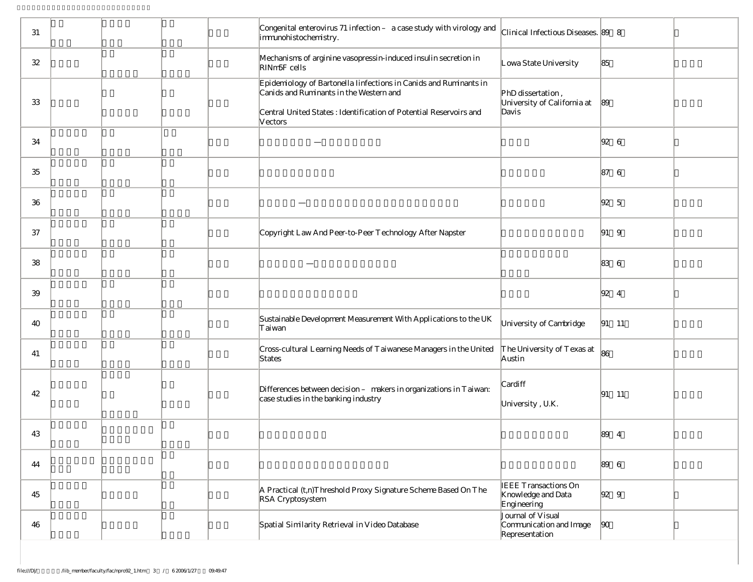| 31 |  |  |  |  | Congenital enterovirus 71 infection – a case study with virology and immunohistochemistry. | Clinical Infectious Diseases. | 89 8 |  |
|---|---|---|---|---|---|---|---|---|
| 32 |  |  |  |  | Mechanisms of arginine vasopressin-induced insulin secretion in RINm5F cells | Lowa State University | 85 |  |
| 33 |  |  |  |  | Epidemiology of Bartonella Iinfections in Canids and Ruminants in Canids and Ruminants in the Western and Central United States : Identification of Potential Reservoirs and Vectors | PhD dissertation , University of California at Davis | 89 |  |
| 34 |  |  |  |  | — |  | 92 6 |  |
| 35 |  |  |  |  |  |  | 87 6 |  |
| 36 |  |  |  |  | — |  | 92 5 |  |
| 37 |  |  |  |  | Copyright Law And Peer-to-Peer Technology After Napster |  | 91 9 |  |
| 38 |  |  |  |  | — |  | 83 6 |  |
| 39 |  |  |  |  |  |  | 92 4 |  |
| 40 |  |  |  |  | Sustainable Development Measurement With Applications to the UK Taiwan | University of Cambridge | 91 11 |  |
| 41 |  |  |  |  | Cross-cultural Learning Needs of Taiwanese Managers in the United States | The University of Texas at Austin | 86 |  |
| 42 |  |  |  |  | Differences between decision – makers in organizations in Taiwan: case studies in the banking industry | Cardiff University , U.K. | 91 11 |  |
| 43 |  |  |  |  |  |  | 89 4 |  |
| 44 |  |  |  |  |  |  | 89 6 |  |
| 45 |  |  |  |  | A Practical (t,n)Threshold Proxy Signature Scheme Based On The RSA Cryptosystem | IEEE Transactions On Knowledge and Data Engineering | 92 9 |  |
| 46 |  |  |  |  | Spatial Similarity Retrieval in Video Database | Journal of Visual Communication and Image Representation | 90 |  |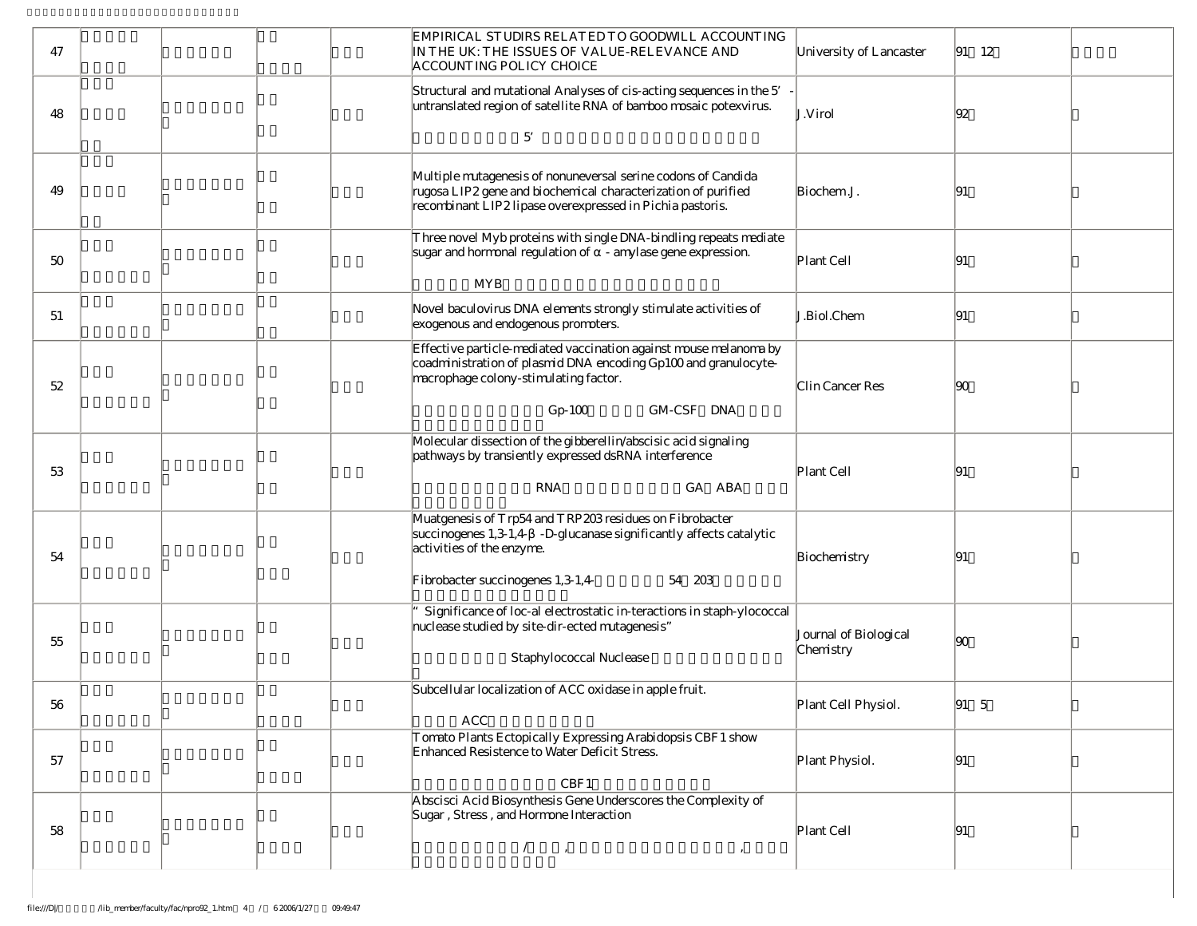| 47 | | | | | EMPIRICAL STUDIRS RELATED TO GOODWILL ACCOUNTING IN THE UK: THE ISSUES OF VALUE-RELEVANCE AND ACCOUNTING POLICY CHOICE | University of Lancaster | 91 12 | |
|---|---|---|---|---|---|---|---|---|
| 48 | | | | | Structural and mutational Analyses of cis-acting sequences in the 5'-untranslated region of satellite RNA of bamboo mosaic potexvirus. 5' | J.Virol | 92 | |
| 49 | | | | | Multiple mutagenesis of nonuneversal serine codons of Candida rugosa LIP2 gene and biochemical characterization of purified recombinant LIP2 lipase overexpressed in Pichia pastoris. | Biochem.J. | 91 | |
| 50 | | | | | Three novel Myb proteins with single DNA-bindling repeats mediate sugar and hormonal regulation of α-amylase gene expression. MYB | Plant Cell | 91 | |
| 51 | | | | | Novel baculovirus DNA elements strongly stimulate activities of exogenous and endogenous promoters. | J.Biol.Chem | 91 | |
| 52 | | | | | Effective particle-mediated vaccination against mouse melanoma by coadministration of plasmid DNA encoding Gp100 and granulocyte-macrophage colony-stimulating factor. Gp-100 GM-CSF DNA | Clin Cancer Res | 90 | |
| 53 | | | | | Molecular dissection of the gibberellin/abscisic acid signaling pathways by transiently expressed dsRNA interference RNA GA ABA | Plant Cell | 91 | |
| 54 | | | | | Muatgenesis of Trp54 and TRP203 residues on Fibrobacter succinogenes 1,3-1,4-β-D-glucanase significantly affects catalytic activities of the enzyme. Fibrobacter succinogenes 1,3-1,4- 54 203 | Biochemistry | 91 | |
| 55 | | | | | "Significance of loc-al electrostatic in-teractions in staph-ylococcal nuclease studied by site-dir-ected mutagenesis" Staphylococcal Nuclease | Journal of Biological Chemistry | 90 | |
| 56 | | | | | Subcellular localization of ACC oxidase in apple fruit. ACC | Plant Cell Physiol. | 91 5 | |
| 57 | | | | | Tomato Plants Ectopically Expressing Arabidopsis CBF1 show Enhanced Resistence to Water Deficit Stress. CBF1 | Plant Physiol. | 91 | |
| 58 | | | | | Abscisci Acid Biosynthesis Gene Underscores the Complexity of Sugar, Stress, and Hormone Interaction / , , | Plant Cell | 91 | |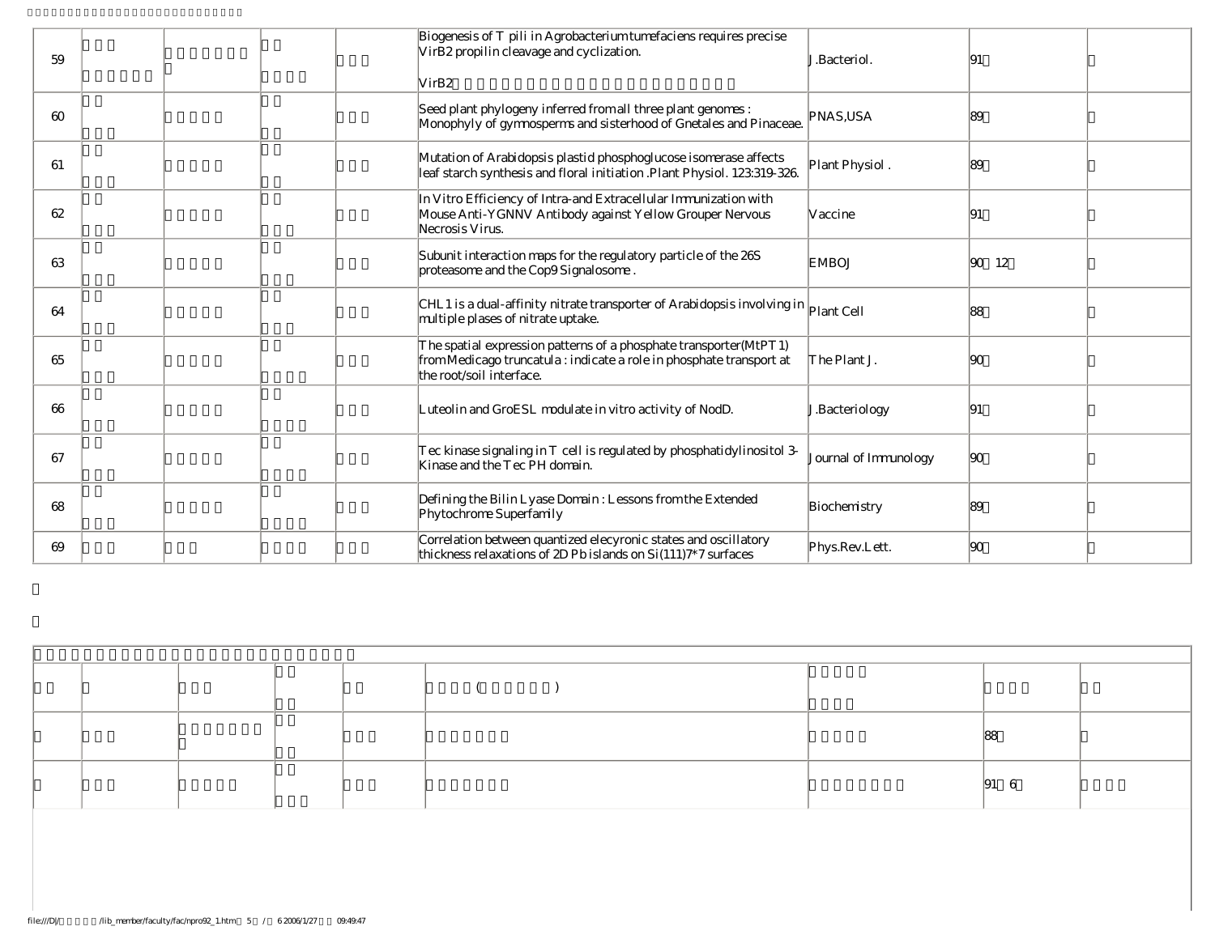| | | | | | | | | |
|---|---|---|---|---|---|---|---|---|
| 59 | | | | | Biogenesis of T pili in Agrobacterium tumefaciens requires precise VirB2 propilin cleavage and cyclization. VirB2 | J.Bacteriol. | 91 | |
| 60 | | | | | Seed plant phylogeny inferred from all three plant genomes : Monophyly of gymnosperms and sisterhood of Gnetales and Pinaceae. | PNAS,USA | 89 | |
| 61 | | | | | Mutation of Arabidopsis plastid phosphoglucose isomerase affects leaf starch synthesis and floral initiation .Plant Physiol. 123:319-326. | Plant Physiol . | 89 | |
| 62 | | | | | In Vitro Efficiency of Intra-and Extracellular Immunization with Mouse Anti-YGNNV Antibody against Yellow Grouper Nervous Necrosis Virus. | Vaccine | 91 | |
| 63 | | | | | Subunit interaction maps for the regulatory particle of the 26S proteasome and the Cop9 Signalosome . | EMBOJ | 90 12 | |
| 64 | | | | | CHL1 is a dual-affinity nitrate transporter of Arabidopsis involving in multiple plases of nitrate uptake. | Plant Cell | 88 | |
| 65 | | | | | The spatial expression patterns of a phosphate transporter(MtPT1) from Medicago truncatula : indicate a role in phosphate transport at the root/soil interface. | The Plant J. | 90 | |
| 66 | | | | | Luteolin and GroESL modulate in vitro activity of NodD. | J.Bacteriology | 91 | |
| 67 | | | | | Tec kinase signaling in T cell is regulated by phosphatidylinositol 3-Kinase and the Tec PH domain. | Journal of Immunology | 90 | |
| 68 | | | | | Defining the Bilin Lyase Domain : Lessons from the Extended Phytochrome Superfamily | Biochemistry | 89 | |
| 69 | | | | | Correlation between quantized elecyronic states and oscillatory thickness relaxations of 2D Pb islands on Si(111)7*7 surfaces | Phys.Rev.Lett. | 90 | |

| | | | | | ( ) | | | |
|---|---|---|---|---|---|---|---|---|
| | | | | | | | 88 | |
| | | | | | | | 91 6 | |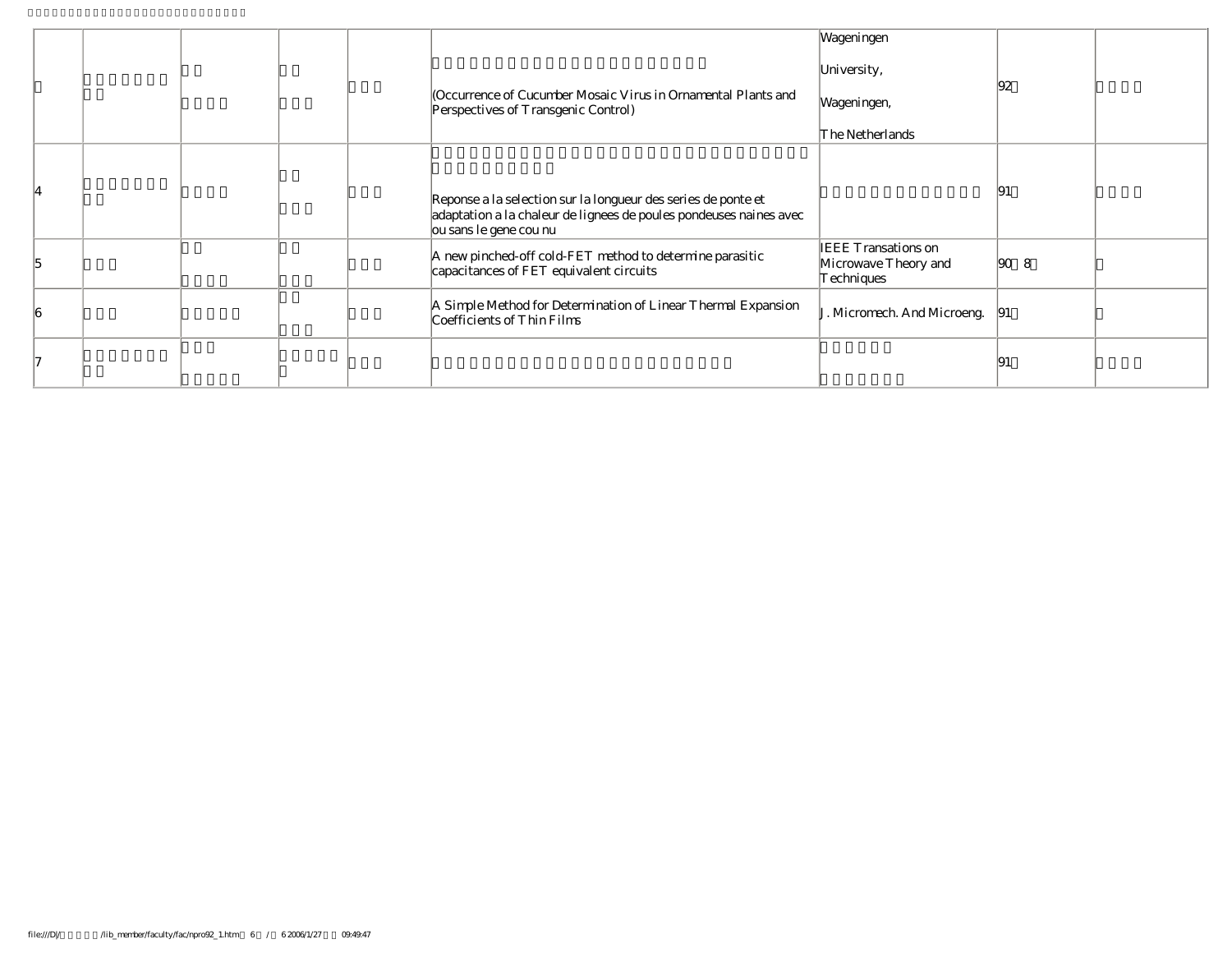| | | | | | | | | |
|---|---|---|---|---|---|---|---|---|
| | | | | | (Occurrence of Cucumber Mosaic Virus in Ornamental Plants and Perspectives of Transgenic Control) | Wageningen University, Wageningen, The Netherlands | 92 | |
| 4 | | | | | Reponse a la selection sur la longueur des series de ponte et adaptation a la chaleur de lignees de poules pondeuses naines avec ou sans le gene cou nu | | 91 | |
| 5 | | | | | A new pinched-off cold-FET method to determine parasitic capacitances of FET equivalent circuits | IEEE Transations on Microwave Theory and Techniques | 90 8 | |
| 6 | | | | | A Simple Method for Determination of Linear Thermal Expansion Coefficients of Thin Films | J. Micromech. And Microeng. | 91 | |
| 7 | | | | | | | 91 | |